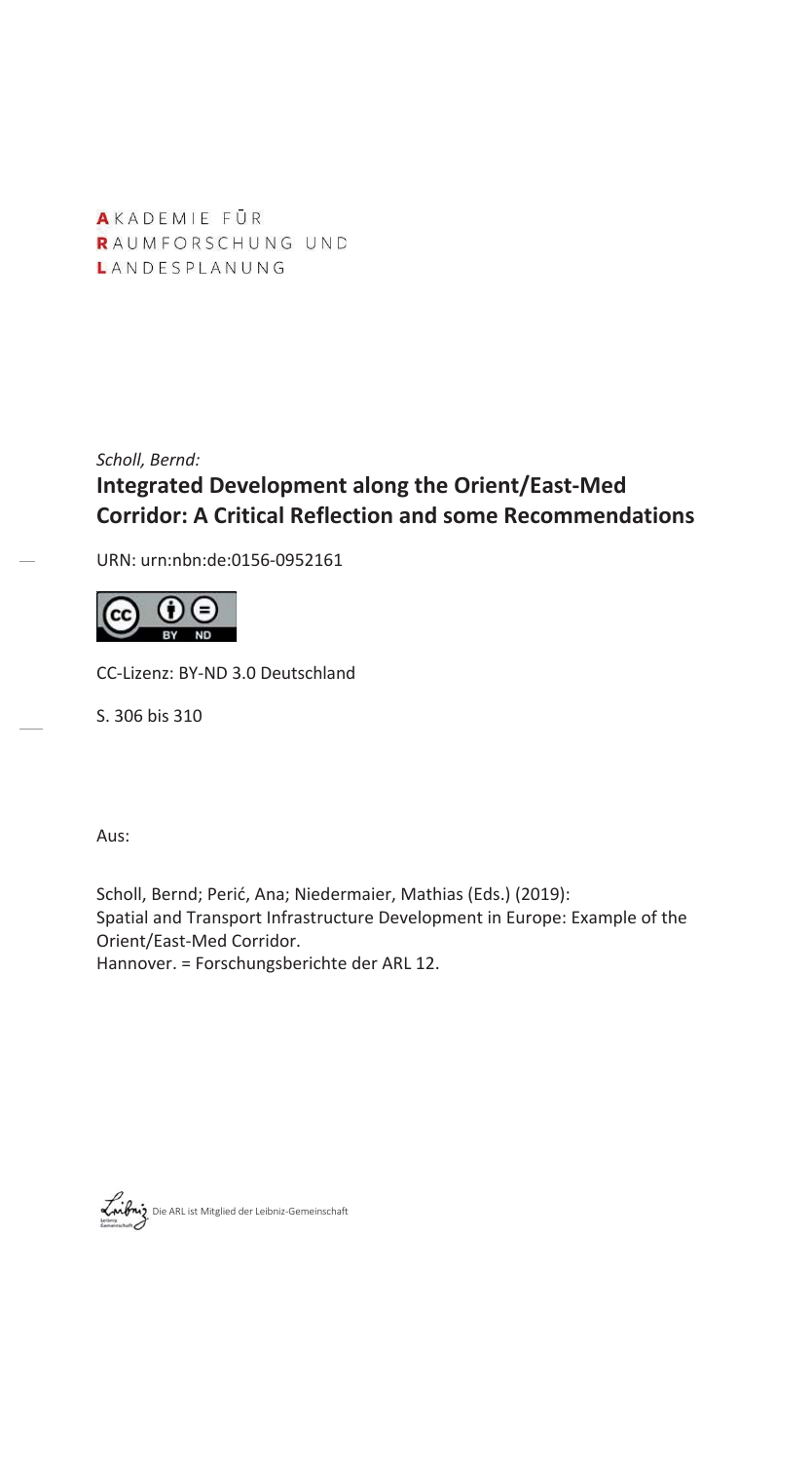AKADEMIE FÜR
RAUMFORSCHUNG UND
LANDESPLANUNG

*Scholl, Bernd:*

# Integrated Development along the Orient/East-Med Corridor: A Critical Reflection and some Recommendations

URN: urn:nbn:de:0156-0952161

CC-Lizenz: BY-ND 3.0 Deutschland

S. 306 bis 310

Aus:

Scholl, Bernd; Perić, Ana; Niedermaier, Mathias (Eds.) (2019):
Spatial and Transport Infrastructure Development in Europe: Example of the Orient/East-Med Corridor.
Hannover. = Forschungsberichte der ARL 12.

Die ARL ist Mitglied der Leibniz-Gemeinschaft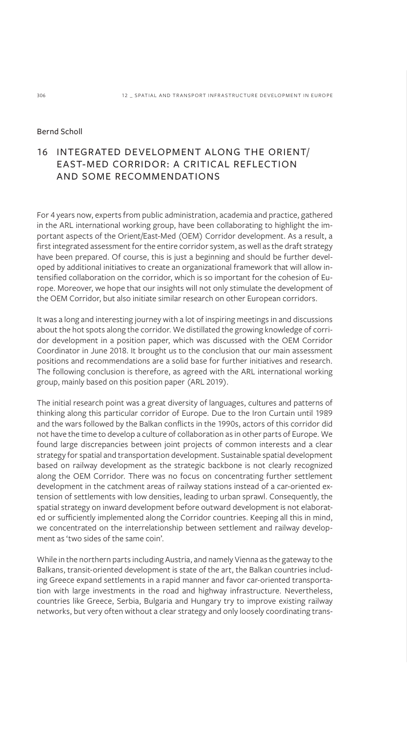Bernd Scholl

# 16 INTEGRATED DEVELOPMENT ALONG THE ORIENT/EAST-MED CORRIDOR: A CRITICAL REFLECTION AND SOME RECOMMENDATIONS

For 4 years now, experts from public administration, academia and practice, gathered in the ARL international working group, have been collaborating to highlight the important aspects of the Orient/East-Med (OEM) Corridor development. As a result, a first integrated assessment for the entire corridor system, as well as the draft strategy have been prepared. Of course, this is just a beginning and should be further developed by additional initiatives to create an organizational framework that will allow intensified collaboration on the corridor, which is so important for the cohesion of Europe. Moreover, we hope that our insights will not only stimulate the development of the OEM Corridor, but also initiate similar research on other European corridors.

It was a long and interesting journey with a lot of inspiring meetings in and discussions about the hot spots along the corridor. We distilled the growing knowledge of corridor development in a position paper, which was discussed with the OEM Corridor Coordinator in June 2018. It brought us to the conclusion that our main assessment positions and recommendations are a solid base for further initiatives and research. The following conclusion is therefore, as agreed with the ARL international working group, mainly based on this position paper (ARL 2019).

The initial research point was a great diversity of languages, cultures and patterns of thinking along this particular corridor of Europe. Due to the Iron Curtain until 1989 and the wars followed by the Balkan conflicts in the 1990s, actors of this corridor did not have the time to develop a culture of collaboration as in other parts of Europe. We found large discrepancies between joint projects of common interests and a clear strategy for spatial and transportation development. Sustainable spatial development based on railway development as the strategic backbone is not clearly recognized along the OEM Corridor. There was no focus on concentrating further settlement development in the catchment areas of railway stations instead of a car-oriented extension of settlements with low densities, leading to urban sprawl. Consequently, the spatial strategy on inward development before outward development is not elaborated or sufficiently implemented along the Corridor countries. Keeping all this in mind, we concentrated on the interrelationship between settlement and railway development as 'two sides of the same coin'.

While in the northern parts including Austria, and namely Vienna as the gateway to the Balkans, transit-oriented development is state of the art, the Balkan countries including Greece expand settlements in a rapid manner and favor car-oriented transportation with large investments in the road and highway infrastructure. Nevertheless, countries like Greece, Serbia, Bulgaria and Hungary try to improve existing railway networks, but very often without a clear strategy and only loosely coordinating trans-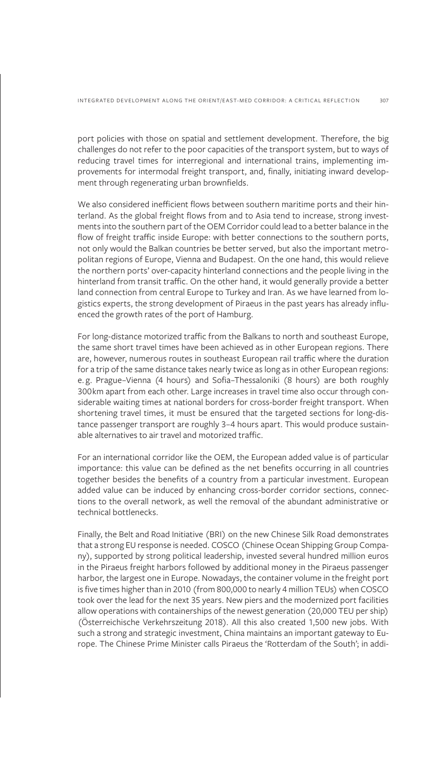port policies with those on spatial and settlement development. Therefore, the big challenges do not refer to the poor capacities of the transport system, but to ways of reducing travel times for interregional and international trains, implementing improvements for intermodal freight transport, and, finally, initiating inward development through regenerating urban brownfields.

We also considered inefficient flows between southern maritime ports and their hinterland. As the global freight flows from and to Asia tend to increase, strong investments into the southern part of the OEM Corridor could lead to a better balance in the flow of freight traffic inside Europe: with better connections to the southern ports, not only would the Balkan countries be better served, but also the important metropolitan regions of Europe, Vienna and Budapest. On the one hand, this would relieve the northern ports' over-capacity hinterland connections and the people living in the hinterland from transit traffic. On the other hand, it would generally provide a better land connection from central Europe to Turkey and Iran. As we have learned from logistics experts, the strong development of Piraeus in the past years has already influenced the growth rates of the port of Hamburg.

For long-distance motorized traffic from the Balkans to north and southeast Europe, the same short travel times have been achieved as in other European regions. There are, however, numerous routes in southeast European rail traffic where the duration for a trip of the same distance takes nearly twice as long as in other European regions: e.g. Prague–Vienna (4 hours) and Sofia–Thessaloniki (8 hours) are both roughly 300 km apart from each other. Large increases in travel time also occur through considerable waiting times at national borders for cross-border freight transport. When shortening travel times, it must be ensured that the targeted sections for long-distance passenger transport are roughly 3–4 hours apart. This would produce sustainable alternatives to air travel and motorized traffic.

For an international corridor like the OEM, the European added value is of particular importance: this value can be defined as the net benefits occurring in all countries together besides the benefits of a country from a particular investment. European added value can be induced by enhancing cross-border corridor sections, connections to the overall network, as well the removal of the abundant administrative or technical bottlenecks.

Finally, the Belt and Road Initiative (BRI) on the new Chinese Silk Road demonstrates that a strong EU response is needed. COSCO (Chinese Ocean Shipping Group Company), supported by strong political leadership, invested several hundred million euros in the Piraeus freight harbors followed by additional money in the Piraeus passenger harbor, the largest one in Europe. Nowadays, the container volume in the freight port is five times higher than in 2010 (from 800,000 to nearly 4 million TEUs) when COSCO took over the lead for the next 35 years. New piers and the modernized port facilities allow operations with containerships of the newest generation (20,000 TEU per ship) (Österreichische Verkehrszeitung 2018). All this also created 1,500 new jobs. With such a strong and strategic investment, China maintains an important gateway to Europe. The Chinese Prime Minister calls Piraeus the 'Rotterdam of the South'; in addi-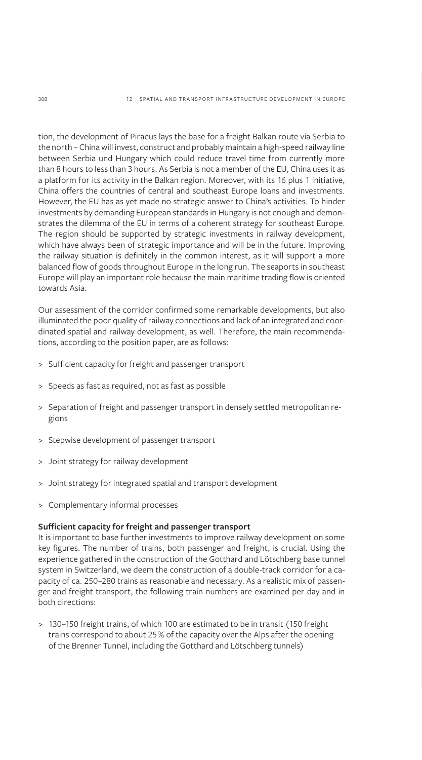tion, the development of Piraeus lays the base for a freight Balkan route via Serbia to the north – China will invest, construct and probably maintain a high-speed railway line between Serbia und Hungary which could reduce travel time from currently more than 8 hours to less than 3 hours. As Serbia is not a member of the EU, China uses it as a platform for its activity in the Balkan region. Moreover, with its 16 plus 1 initiative, China offers the countries of central and southeast Europe loans and investments. However, the EU has as yet made no strategic answer to China's activities. To hinder investments by demanding European standards in Hungary is not enough and demonstrates the dilemma of the EU in terms of a coherent strategy for southeast Europe. The region should be supported by strategic investments in railway development, which have always been of strategic importance and will be in the future. Improving the railway situation is definitely in the common interest, as it will support a more balanced flow of goods throughout Europe in the long run. The seaports in southeast Europe will play an important role because the main maritime trading flow is oriented towards Asia.

Our assessment of the corridor confirmed some remarkable developments, but also illuminated the poor quality of railway connections and lack of an integrated and coordinated spatial and railway development, as well. Therefore, the main recommendations, according to the position paper, are as follows:

> Sufficient capacity for freight and passenger transport

> Speeds as fast as required, not as fast as possible

> Separation of freight and passenger transport in densely settled metropolitan regions

> Stepwise development of passenger transport

> Joint strategy for railway development

> Joint strategy for integrated spatial and transport development

> Complementary informal processes

**Sufficient capacity for freight and passenger transport**

It is important to base further investments to improve railway development on some key figures. The number of trains, both passenger and freight, is crucial. Using the experience gathered in the construction of the Gotthard and Lötschberg base tunnel system in Switzerland, we deem the construction of a double-track corridor for a capacity of ca. 250–280 trains as reasonable and necessary. As a realistic mix of passenger and freight transport, the following train numbers are examined per day and in both directions:

> 130–150 freight trains, of which 100 are estimated to be in transit (150 freight trains correspond to about 25% of the capacity over the Alps after the opening of the Brenner Tunnel, including the Gotthard and Lötschberg tunnels)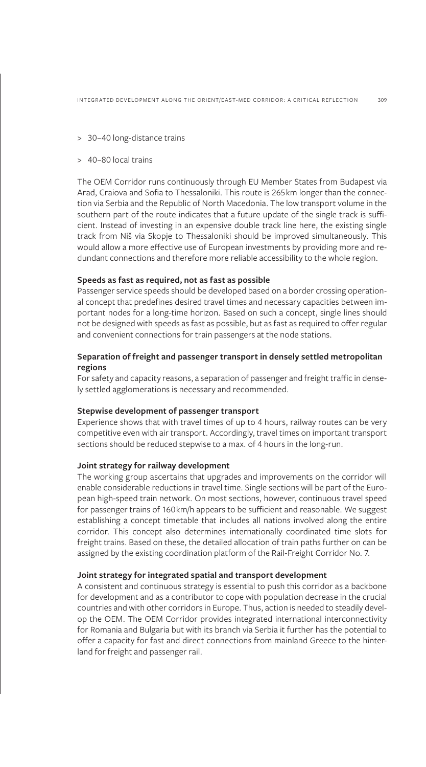- 30–40 long-distance trains
- 40–80 local trains

The OEM Corridor runs continuously through EU Member States from Budapest via Arad, Craiova and Sofia to Thessaloniki. This route is 265 km longer than the connection via Serbia and the Republic of North Macedonia. The low transport volume in the southern part of the route indicates that a future update of the single track is sufficient. Instead of investing in an expensive double track line here, the existing single track from Niš via Skopje to Thessaloniki should be improved simultaneously. This would allow a more effective use of European investments by providing more and redundant connections and therefore more reliable accessibility to the whole region.

**Speeds as fast as required, not as fast as possible**

Passenger service speeds should be developed based on a border crossing operational concept that predefines desired travel times and necessary capacities between important nodes for a long-time horizon. Based on such a concept, single lines should not be designed with speeds as fast as possible, but as fast as required to offer regular and convenient connections for train passengers at the node stations.

**Separation of freight and passenger transport in densely settled metropolitan regions**

For safety and capacity reasons, a separation of passenger and freight traffic in densely settled agglomerations is necessary and recommended.

**Stepwise development of passenger transport**

Experience shows that with travel times of up to 4 hours, railway routes can be very competitive even with air transport. Accordingly, travel times on important transport sections should be reduced stepwise to a max. of 4 hours in the long-run.

**Joint strategy for railway development**

The working group ascertains that upgrades and improvements on the corridor will enable considerable reductions in travel time. Single sections will be part of the European high-speed train network. On most sections, however, continuous travel speed for passenger trains of 160 km/h appears to be sufficient and reasonable. We suggest establishing a concept timetable that includes all nations involved along the entire corridor. This concept also determines internationally coordinated time slots for freight trains. Based on these, the detailed allocation of train paths further on can be assigned by the existing coordination platform of the Rail-Freight Corridor No. 7.

**Joint strategy for integrated spatial and transport development**

A consistent and continuous strategy is essential to push this corridor as a backbone for development and as a contributor to cope with population decrease in the crucial countries and with other corridors in Europe. Thus, action is needed to steadily develop the OEM. The OEM Corridor provides integrated international interconnectivity for Romania and Bulgaria but with its branch via Serbia it further has the potential to offer a capacity for fast and direct connections from mainland Greece to the hinterland for freight and passenger rail.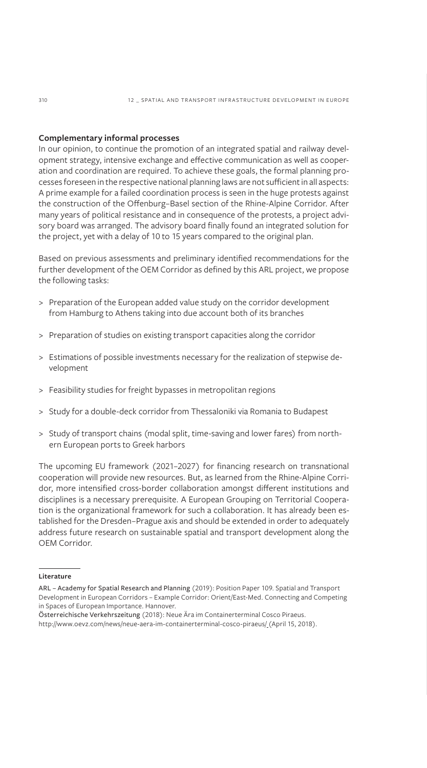### Complementary informal processes

In our opinion, to continue the promotion of an integrated spatial and railway development strategy, intensive exchange and effective communication as well as cooperation and coordination are required. To achieve these goals, the formal planning processes foreseen in the respective national planning laws are not sufficient in all aspects: A prime example for a failed coordination process is seen in the huge protests against the construction of the Offenburg–Basel section of the Rhine-Alpine Corridor. After many years of political resistance and in consequence of the protests, a project advisory board was arranged. The advisory board finally found an integrated solution for the project, yet with a delay of 10 to 15 years compared to the original plan.

Based on previous assessments and preliminary identified recommendations for the further development of the OEM Corridor as defined by this ARL project, we propose the following tasks:

> Preparation of the European added value study on the corridor development from Hamburg to Athens taking into due account both of its branches

> Preparation of studies on existing transport capacities along the corridor

> Estimations of possible investments necessary for the realization of stepwise development

> Feasibility studies for freight bypasses in metropolitan regions

> Study for a double-deck corridor from Thessaloniki via Romania to Budapest

> Study of transport chains (modal split, time-saving and lower fares) from northern European ports to Greek harbors

The upcoming EU framework (2021–2027) for financing research on transnational cooperation will provide new resources. But, as learned from the Rhine-Alpine Corridor, more intensified cross-border collaboration amongst different institutions and disciplines is a necessary prerequisite. A European Grouping on Territorial Cooperation is the organizational framework for such a collaboration. It has already been established for the Dresden–Prague axis and should be extended in order to adequately address future research on sustainable spatial and transport development along the OEM Corridor.

#### Literature

**ARL – Academy for Spatial Research and Planning** (2019): Position Paper 109. Spatial and Transport Development in European Corridors – Example Corridor: Orient/East-Med. Connecting and Competing in Spaces of European Importance. Hannover.

**Österreichische Verkehrszeitung** (2018): Neue Ära im Containerterminal Cosco Piraeus. http://www.oevz.com/news/neue-aera-im-containerterminal-cosco-piraeus/ (April 15, 2018).